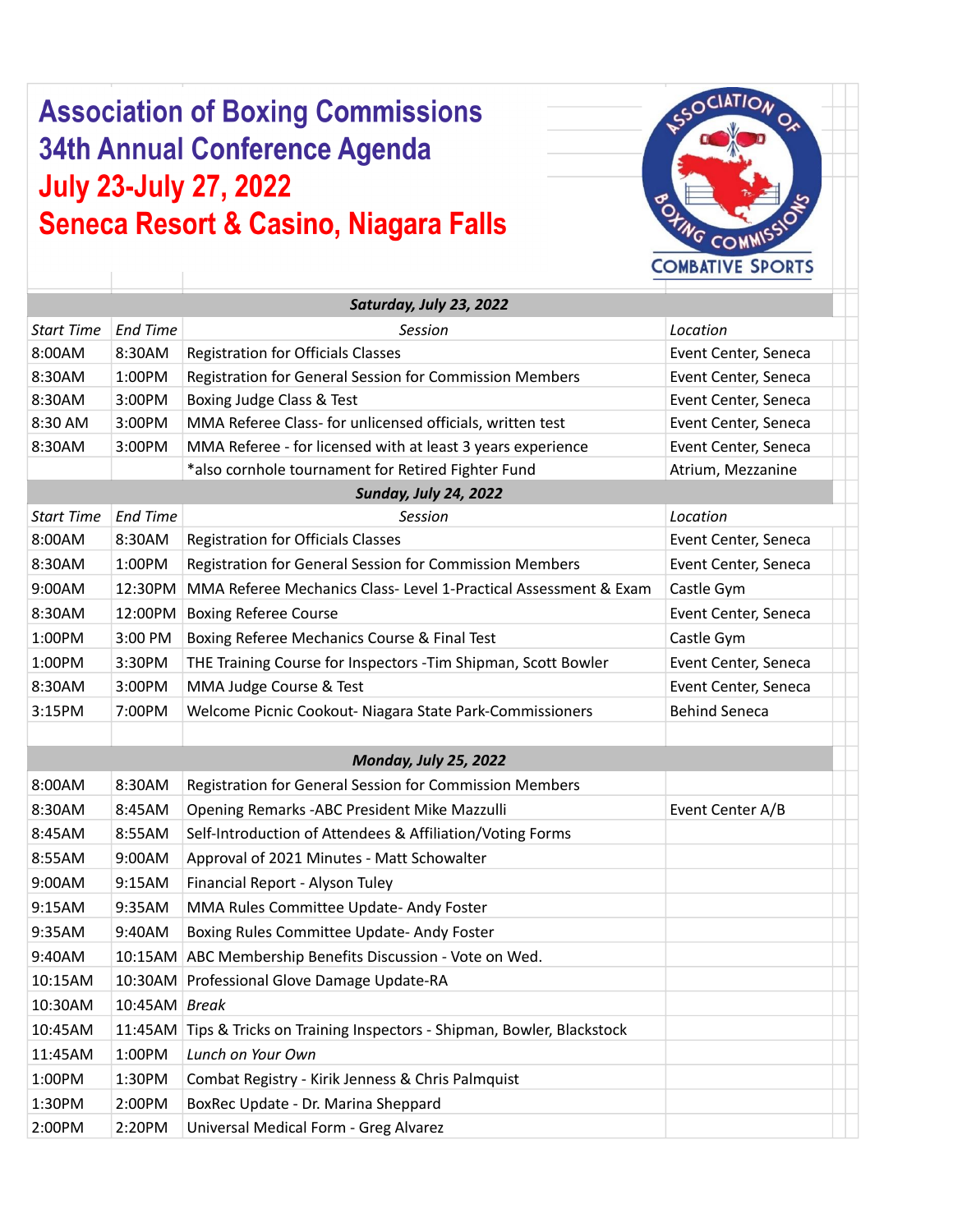# Association of Boxing Commissions
# 34th Annual Conference Agenda
## July 23-July 27, 2022
## Seneca Resort & Casino, Niagara Falls

| Start Time | End Time | Session | Location |
|---|---|---|---|
| | | ***Saturday, July 23, 2022*** | |
| *Start Time* | *End Time* | *Session* | *Location* |
| 8:00AM | 8:30AM | Registration for Officials Classes | Event Center, Seneca |
| 8:30AM | 1:00PM | Registration for General Session for Commission Members | Event Center, Seneca |
| 8:30AM | 3:00PM | Boxing Judge Class & Test | Event Center, Seneca |
| 8:30 AM | 3:00PM | MMA Referee Class- for unlicensed officials, written test | Event Center, Seneca |
| 8:30AM | 3:00PM | MMA Referee - for licensed with at least 3 years experience | Event Center, Seneca |
| | | *also cornhole tournament for Retired Fighter Fund | Atrium, Mezzanine |
| | | ***Sunday, July 24, 2022*** | |
| *Start Time* | *End Time* | *Session* | *Location* |
| 8:00AM | 8:30AM | Registration for Officials Classes | Event Center, Seneca |
| 8:30AM | 1:00PM | Registration for General Session for Commission Members | Event Center, Seneca |
| 9:00AM | 12:30PM | MMA Referee Mechanics Class- Level 1-Practical Assessment & Exam | Castle Gym |
| 8:30AM | 12:00PM | Boxing Referee Course | Event Center, Seneca |
| 1:00PM | 3:00 PM | Boxing Referee Mechanics Course & Final Test | Castle Gym |
| 1:00PM | 3:30PM | THE Training Course for Inspectors -Tim Shipman, Scott Bowler | Event Center, Seneca |
| 8:30AM | 3:00PM | MMA Judge Course & Test | Event Center, Seneca |
| 3:15PM | 7:00PM | Welcome Picnic Cookout- Niagara State Park-Commissioners | Behind Seneca |
| | | | |
| | | ***Monday, July 25, 2022*** | |
| 8:00AM | 8:30AM | Registration for General Session for Commission Members | |
| 8:30AM | 8:45AM | Opening Remarks -ABC President Mike Mazzulli | Event Center A/B |
| 8:45AM | 8:55AM | Self-Introduction of Attendees & Affiliation/Voting Forms | |
| 8:55AM | 9:00AM | Approval of 2021 Minutes - Matt Schowalter | |
| 9:00AM | 9:15AM | Financial Report - Alyson Tuley | |
| 9:15AM | 9:35AM | MMA Rules Committee Update- Andy Foster | |
| 9:35AM | 9:40AM | Boxing Rules Committee Update- Andy Foster | |
| 9:40AM | 10:15AM | ABC Membership Benefits Discussion - Vote on Wed. | |
| 10:15AM | 10:30AM | Professional Glove Damage Update-RA | |
| 10:30AM | 10:45AM | *Break* | |
| 10:45AM | 11:45AM | Tips & Tricks on Training Inspectors - Shipman, Bowler, Blackstock | |
| 11:45AM | 1:00PM | *Lunch on Your Own* | |
| 1:00PM | 1:30PM | Combat Registry - Kirik Jenness & Chris Palmquist | |
| 1:30PM | 2:00PM | BoxRec Update - Dr. Marina Sheppard | |
| 2:00PM | 2:20PM | Universal Medical Form - Greg Alvarez | |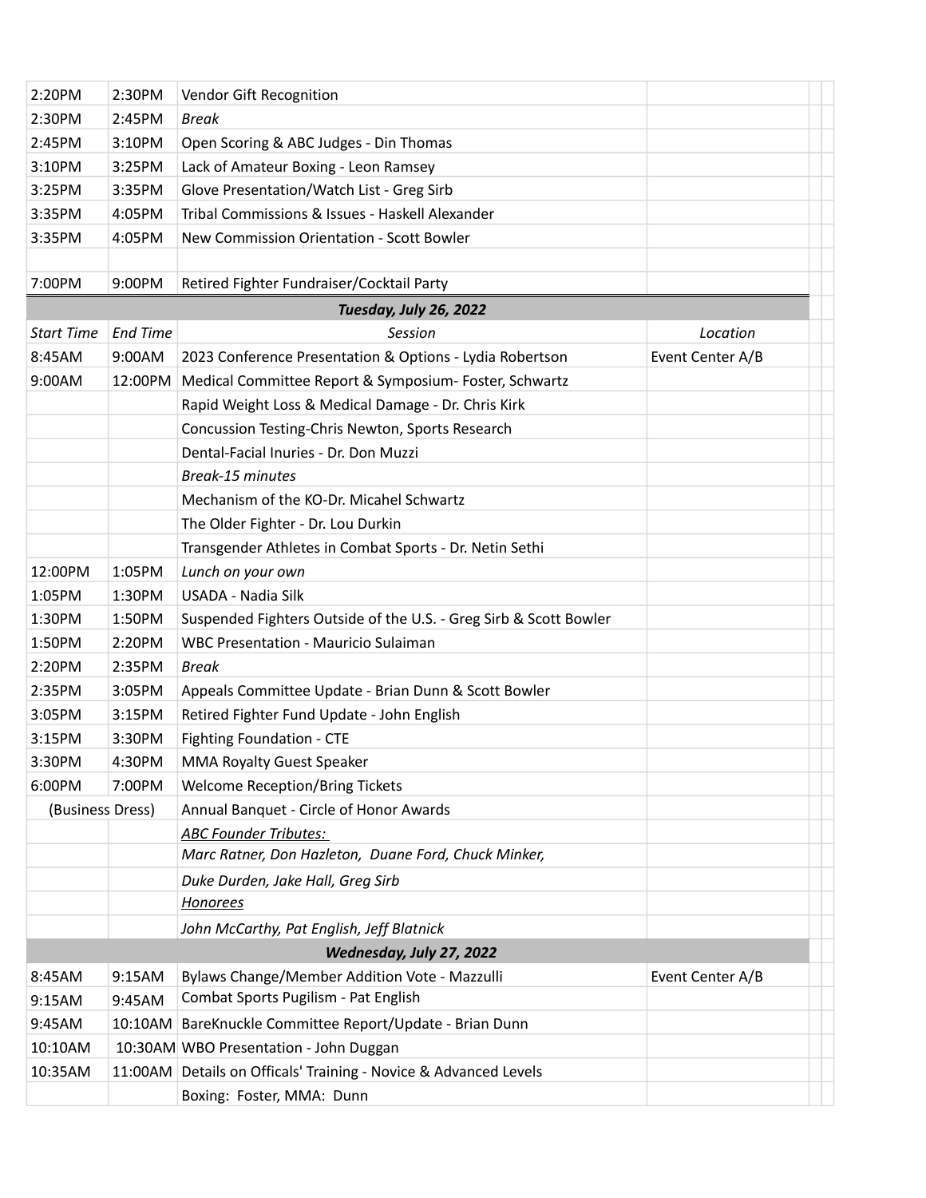| | | | |
|---|---|---|---|
| 2:20PM | 2:30PM | Vendor Gift Recognition | |
| 2:30PM | 2:45PM | *Break* | |
| 2:45PM | 3:10PM | Open Scoring & ABC Judges - Din Thomas | |
| 3:10PM | 3:25PM | Lack of Amateur Boxing - Leon Ramsey | |
| 3:25PM | 3:35PM | Glove Presentation/Watch List - Greg Sirb | |
| 3:35PM | 4:05PM | Tribal Commissions & Issues - Haskell Alexander | |
| 3:35PM | 4:05PM | New Commission Orientation - Scott Bowler | |
| | | | |
| 7:00PM | 9:00PM | Retired Fighter Fundraiser/Cocktail Party | |
| | | ***Tuesday, July 26, 2022*** | |
| *Start Time* | *End Time* | *Session* | *Location* |
| 8:45AM | 9:00AM | 2023 Conference Presentation & Options - Lydia Robertson | Event Center A/B |
| 9:00AM | 12:00PM | Medical Committee Report & Symposium- Foster, Schwartz | |
| | | Rapid Weight Loss & Medical Damage - Dr. Chris Kirk | |
| | | Concussion Testing-Chris Newton, Sports Research | |
| | | Dental-Facial Inuries - Dr. Don Muzzi | |
| | | *Break-15 minutes* | |
| | | Mechanism of the KO-Dr. Micahel Schwartz | |
| | | The Older Fighter - Dr. Lou Durkin | |
| | | Transgender Athletes in Combat Sports - Dr. Netin Sethi | |
| 12:00PM | 1:05PM | *Lunch on your own* | |
| 1:05PM | 1:30PM | USADA - Nadia Silk | |
| 1:30PM | 1:50PM | Suspended Fighters Outside of the U.S. - Greg Sirb & Scott Bowler | |
| 1:50PM | 2:20PM | WBC Presentation - Mauricio Sulaiman | |
| 2:20PM | 2:35PM | *Break* | |
| 2:35PM | 3:05PM | Appeals Committee Update - Brian Dunn & Scott Bowler | |
| 3:05PM | 3:15PM | Retired Fighter Fund Update - John English | |
| 3:15PM | 3:30PM | Fighting Foundation - CTE | |
| 3:30PM | 4:30PM | MMA Royalty Guest Speaker | |
| 6:00PM | 7:00PM | Welcome Reception/Bring Tickets | |
| (Business Dress) | | Annual Banquet - Circle of Honor Awards | |
| | | *ABC Founder Tributes:* | |
| | | *Marc Ratner, Don Hazleton, Duane Ford, Chuck Minker,* | |
| | | *Duke Durden, Jake Hall, Greg Sirb* | |
| | | *Honorees* | |
| | | *John McCarthy, Pat English, Jeff Blatnick* | |
| | | ***Wednesday, July 27, 2022*** | |
| 8:45AM | 9:15AM | Bylaws Change/Member Addition Vote - Mazzulli | Event Center A/B |
| 9:15AM | 9:45AM | Combat Sports Pugilism - Pat English | |
| 9:45AM | 10:10AM | BareKnuckle Committee Report/Update - Brian Dunn | |
| 10:10AM | 10:30AM | WBO Presentation - John Duggan | |
| 10:35AM | 11:00AM | Details on Officals' Training - Novice & Advanced Levels | |
| | | Boxing: Foster, MMA: Dunn | |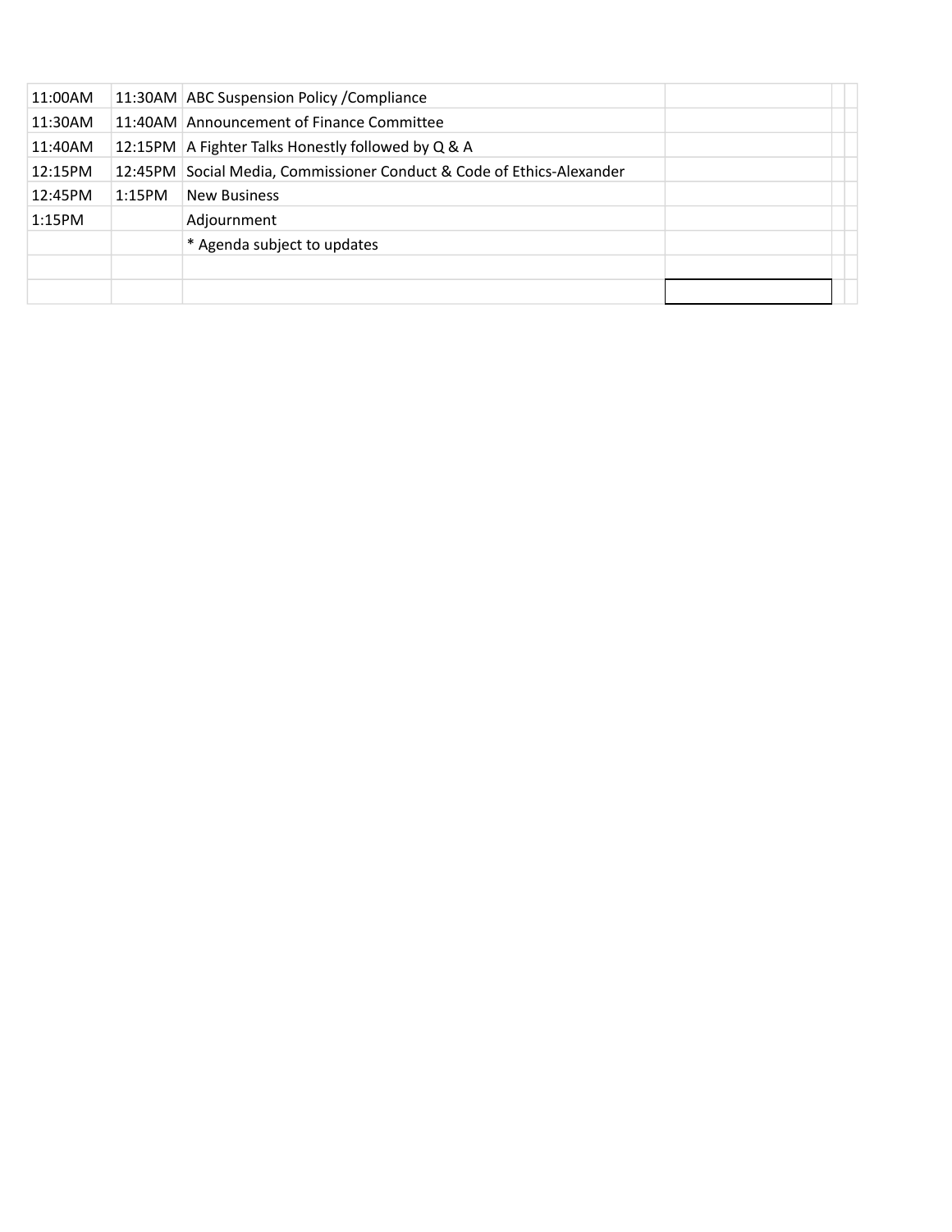| | | | |
|---|---|---|---|
| 11:00AM | 11:30AM | ABC Suspension Policy /Compliance | |
| 11:30AM | 11:40AM | Announcement of Finance Committee | |
| 11:40AM | 12:15PM | A Fighter Talks Honestly followed by Q & A | |
| 12:15PM | 12:45PM | Social Media, Commissioner Conduct & Code of Ethics-Alexander | |
| 12:45PM | 1:15PM | New Business | |
| 1:15PM | | Adjournment | |
| | | * Agenda subject to updates | |